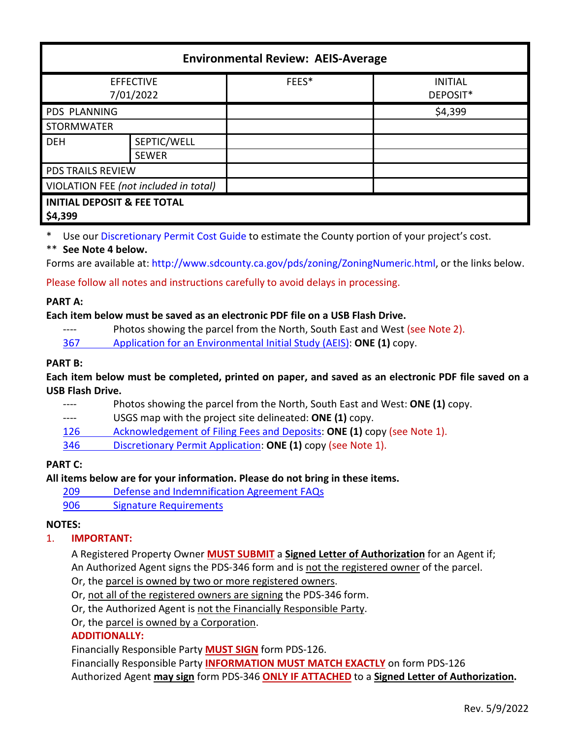| Environmental Review: AEIS-Average | | | |
|---|---|---|---|
| EFFECTIVE 7/01/2022 | | FEES* | INITIAL DEPOSIT* |
| PDS PLANNING | | | $4,399 |
| STORMWATER | | | |
| DEH | SEPTIC/WELL | | |
| | SEWER | | |
| PDS TRAILS REVIEW | | | |
| VIOLATION FEE *(not included in total)* | | | |
| **INITIAL DEPOSIT & FEE TOTAL $4,399** | | | |

\* Use our Discretionary Permit Cost Guide to estimate the County portion of your project's cost.

\*\* **See Note 4 below.**

Forms are available at: http://www.sdcounty.ca.gov/pds/zoning/ZoningNumeric.html, or the links below.

Please follow all notes and instructions carefully to avoid delays in processing.

**PART A:**

**Each item below must be saved as an electronic PDF file on a USB Flash Drive.**

- ---- Photos showing the parcel from the North, South East and West (see Note 2).
- 367 Application for an Environmental Initial Study (AEIS): **ONE (1)** copy.

**PART B:**

**Each item below must be completed, printed on paper, and saved as an electronic PDF file saved on a USB Flash Drive.**

- ---- Photos showing the parcel from the North, South East and West: **ONE (1)** copy.
- ---- USGS map with the project site delineated: **ONE (1)** copy.
- 126 Acknowledgement of Filing Fees and Deposits: **ONE (1)** copy (see Note 1).
- 346 Discretionary Permit Application: **ONE (1)** copy (see Note 1).

**PART C:**

**All items below are for your information. Please do not bring in these items.**

- 209 Defense and Indemnification Agreement FAQs
- 906 Signature Requirements

**NOTES:**

1. **IMPORTANT:**

   A Registered Property Owner **MUST SUBMIT** a **Signed Letter of Authorization** for an Agent if;
   An Authorized Agent signs the PDS-346 form and is not the registered owner of the parcel.
   Or, the parcel is owned by two or more registered owners.
   Or, not all of the registered owners are signing the PDS-346 form.
   Or, the Authorized Agent is not the Financially Responsible Party.
   Or, the parcel is owned by a Corporation.

   **ADDITIONALLY:**

   Financially Responsible Party **MUST SIGN** form PDS-126.
   Financially Responsible Party **INFORMATION MUST MATCH EXACTLY** on form PDS-126
   Authorized Agent **may sign** form PDS-346 **ONLY IF ATTACHED** to a **Signed Letter of Authorization.**

Rev. 5/9/2022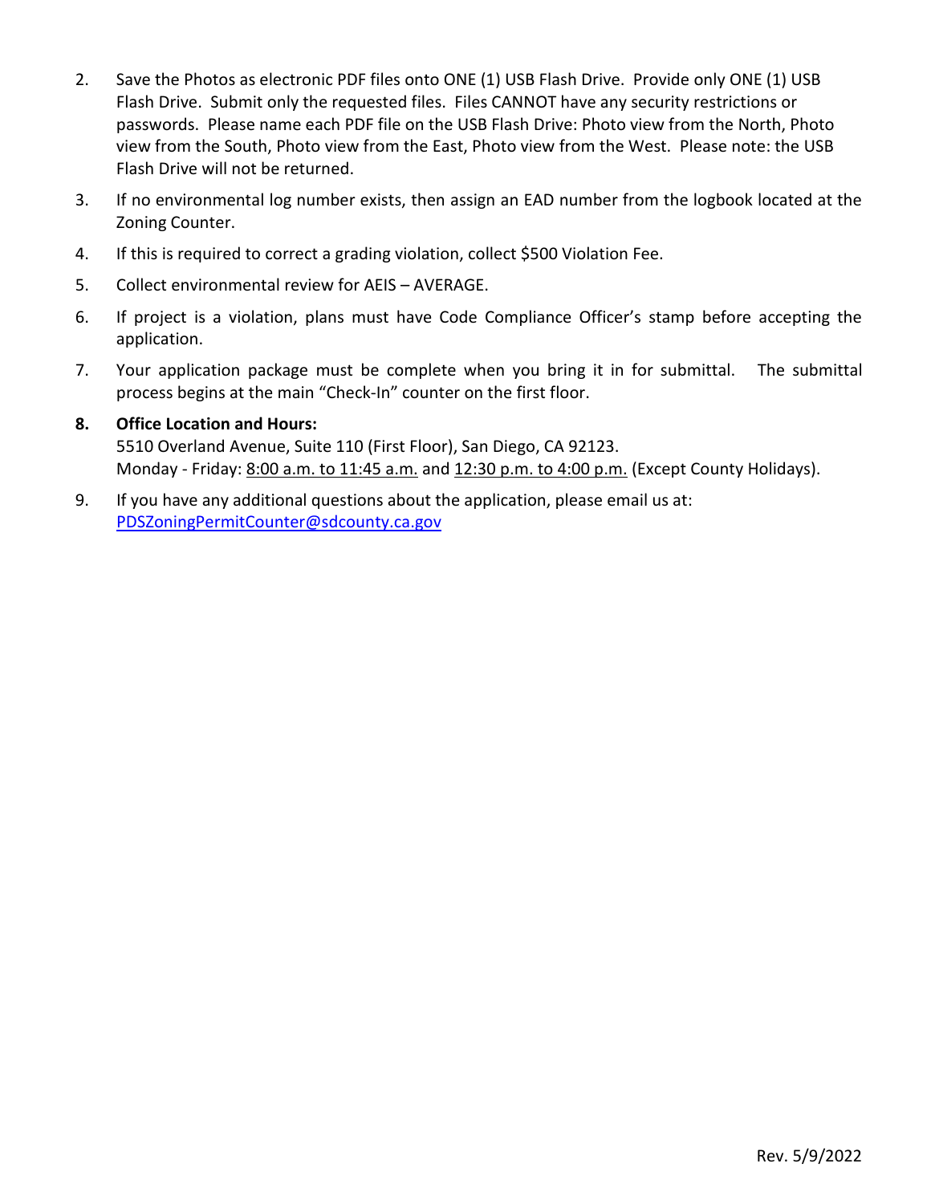2. Save the Photos as electronic PDF files onto ONE (1) USB Flash Drive. Provide only ONE (1) USB Flash Drive. Submit only the requested files. Files CANNOT have any security restrictions or passwords. Please name each PDF file on the USB Flash Drive: Photo view from the North, Photo view from the South, Photo view from the East, Photo view from the West. Please note: the USB Flash Drive will not be returned.

3. If no environmental log number exists, then assign an EAD number from the logbook located at the Zoning Counter.

4. If this is required to correct a grading violation, collect $500 Violation Fee.

5. Collect environmental review for AEIS – AVERAGE.

6. If project is a violation, plans must have Code Compliance Officer's stamp before accepting the application.

7. Your application package must be complete when you bring it in for submittal. The submittal process begins at the main "Check-In" counter on the first floor.

8. **Office Location and Hours:**
   5510 Overland Avenue, Suite 110 (First Floor), San Diego, CA 92123.
   Monday - Friday: 8:00 a.m. to 11:45 a.m. and 12:30 p.m. to 4:00 p.m. (Except County Holidays).

9. If you have any additional questions about the application, please email us at:
   PDSZoningPermitCounter@sdcounty.ca.gov

Rev. 5/9/2022